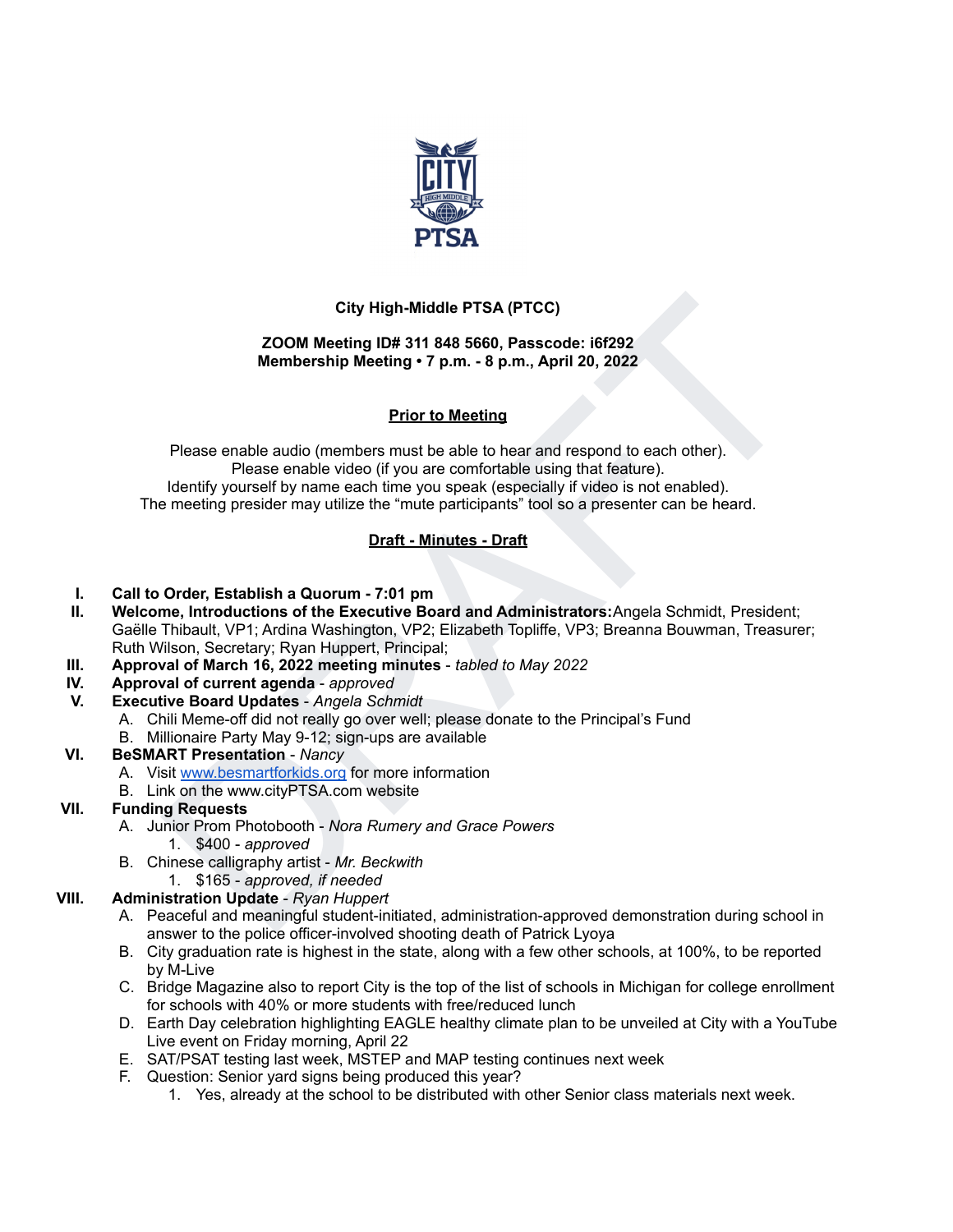**City High-Middle PTSA (PTCC)**

**ZOOM Meeting ID# 311 848 5660, Passcode: i6f292**
**Membership Meeting • 7 p.m. - 8 p.m., April 20, 2022**

**Prior to Meeting**

Please enable audio (members must be able to hear and respond to each other).
Please enable video (if you are comfortable using that feature).
Identify yourself by name each time you speak (especially if video is not enabled).
The meeting presider may utilize the "mute participants" tool so a presenter can be heard.

**Draft - Minutes - Draft**

I. **Call to Order, Establish a Quorum - 7:01 pm**

II. **Welcome, Introductions of the Executive Board and Administrators:** Angela Schmidt, President; Gaëlle Thibault, VP1; Ardina Washington, VP2; Elizabeth Topliffe, VP3; Breanna Bouwman, Treasurer; Ruth Wilson, Secretary; Ryan Huppert, Principal;

III. **Approval of March 16, 2022 meeting minutes** - *tabled to May 2022*

IV. **Approval of current agenda** - *approved*

V. **Executive Board Updates** - *Angela Schmidt*
   - A. Chili Meme-off did not really go over well; please donate to the Principal's Fund
   - B. Millionaire Party May 9-12; sign-ups are available

VI. **BeSMART Presentation** - *Nancy*
   - A. Visit www.besmartforkids.org for more information
   - B. Link on the www.cityPTSA.com website

VII. **Funding Requests**
   - A. Junior Prom Photobooth - *Nora Rumery and Grace Powers*
     1. $400 - *approved*
   - B. Chinese calligraphy artist - *Mr. Beckwith*
     1. $165 - *approved, if needed*

VIII. **Administration Update** - *Ryan Huppert*
   - A. Peaceful and meaningful student-initiated, administration-approved demonstration during school in answer to the police officer-involved shooting death of Patrick Lyoya
   - B. City graduation rate is highest in the state, along with a few other schools, at 100%, to be reported by M-Live
   - C. Bridge Magazine also to report City is the top of the list of schools in Michigan for college enrollment for schools with 40% or more students with free/reduced lunch
   - D. Earth Day celebration highlighting EAGLE healthy climate plan to be unveiled at City with a YouTube Live event on Friday morning, April 22
   - E. SAT/PSAT testing last week, MSTEP and MAP testing continues next week
   - F. Question: Senior yard signs being produced this year?
     1. Yes, already at the school to be distributed with other Senior class materials next week.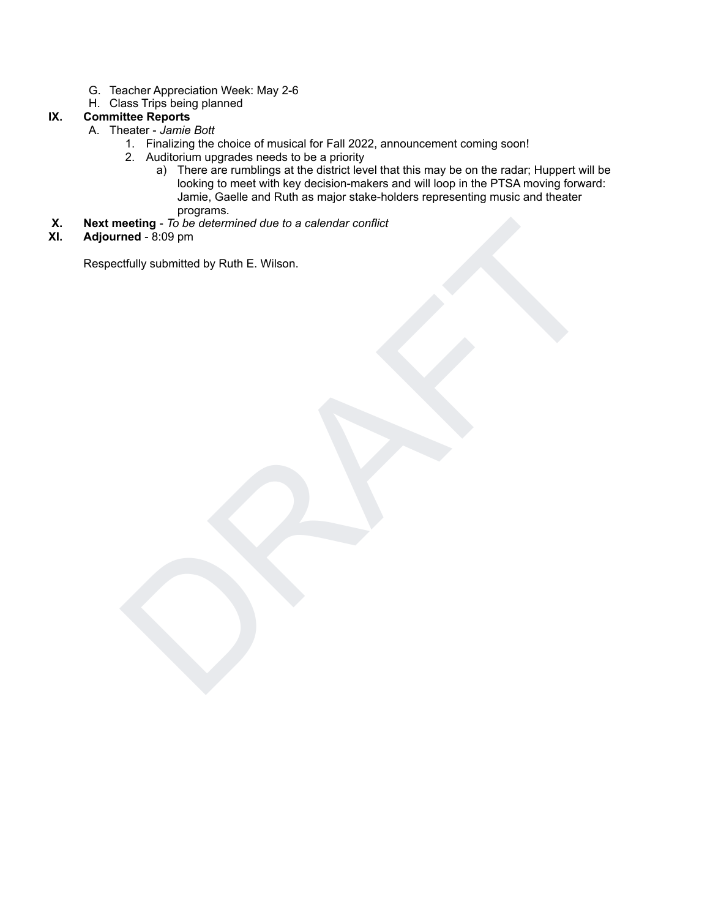G. Teacher Appreciation Week: May 2-6
H. Class Trips being planned

**IX. Committee Reports**

A. Theater - *Jamie Bott*
   1. Finalizing the choice of musical for Fall 2022, announcement coming soon!
   2. Auditorium upgrades needs to be a priority
      a) There are rumblings at the district level that this may be on the radar; Huppert will be looking to meet with key decision-makers and will loop in the PTSA moving forward: Jamie, Gaelle and Ruth as major stake-holders representing music and theater programs.

**X. Next meeting** - *To be determined due to a calendar conflict*

**XI. Adjourned** - 8:09 pm

Respectfully submitted by Ruth E. Wilson.